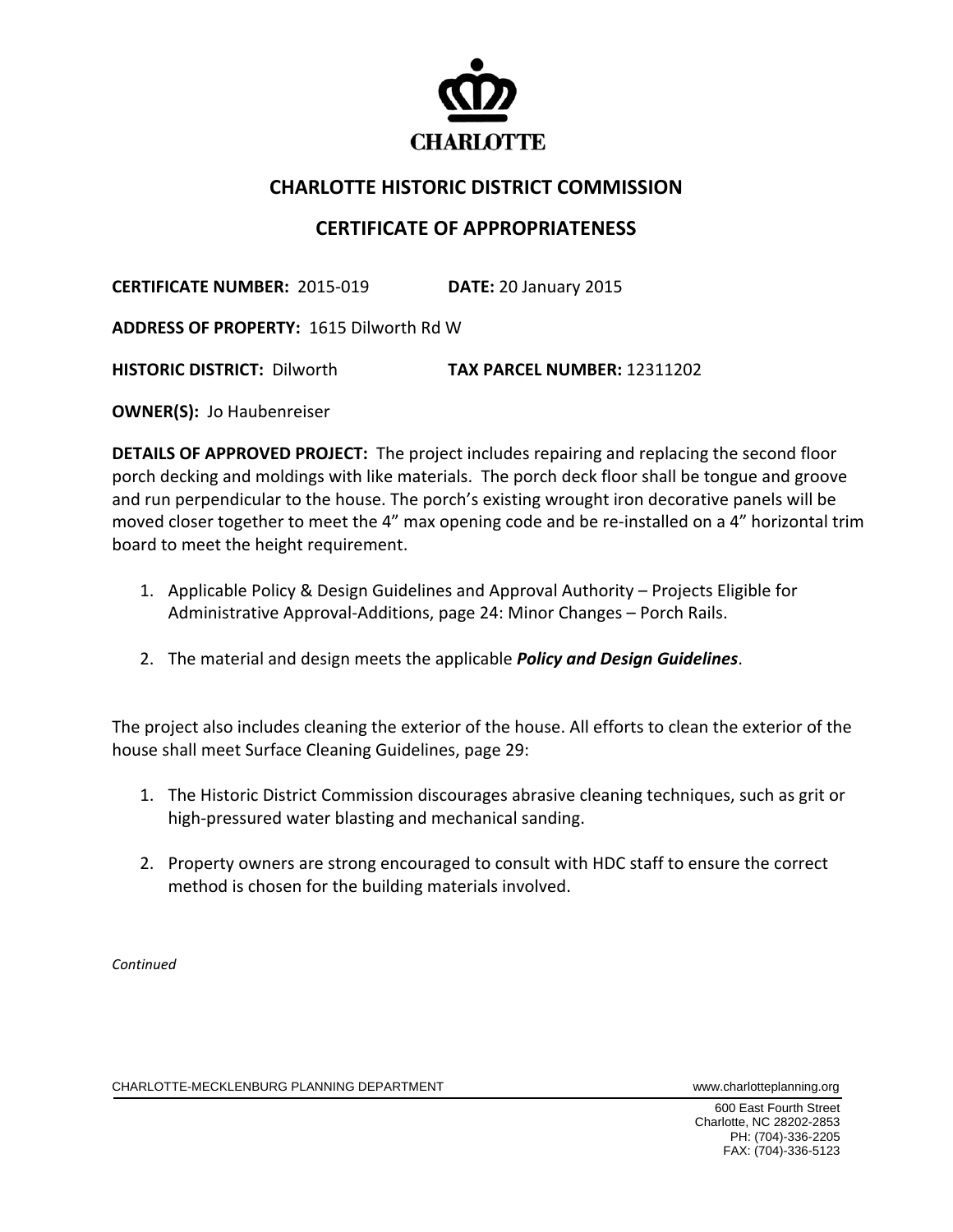CHARLOTTE

# CHARLOTTE HISTORIC DISTRICT COMMISSION

## CERTIFICATE OF APPROPRIATENESS

**CERTIFICATE NUMBER:** 2015-019 **DATE:** 20 January 2015

**ADDRESS OF PROPERTY:** 1615 Dilworth Rd W

**HISTORIC DISTRICT:** Dilworth **TAX PARCEL NUMBER:** 12311202

**OWNER(S):** Jo Haubenreiser

**DETAILS OF APPROVED PROJECT:** The project includes repairing and replacing the second floor porch decking and moldings with like materials. The porch deck floor shall be tongue and groove and run perpendicular to the house. The porch's existing wrought iron decorative panels will be moved closer together to meet the 4" max opening code and be re-installed on a 4" horizontal trim board to meet the height requirement.

1. Applicable Policy & Design Guidelines and Approval Authority – Projects Eligible for Administrative Approval-Additions, page 24: Minor Changes – Porch Rails.
2. The material and design meets the applicable ***Policy and Design Guidelines***.

The project also includes cleaning the exterior of the house. All efforts to clean the exterior of the house shall meet Surface Cleaning Guidelines, page 29:

1. The Historic District Commission discourages abrasive cleaning techniques, such as grit or high-pressured water blasting and mechanical sanding.
2. Property owners are strong encouraged to consult with HDC staff to ensure the correct method is chosen for the building materials involved.

*Continued*

CHARLOTTE-MECKLENBURG PLANNING DEPARTMENT www.charlotteplanning.org

600 East Fourth Street
Charlotte, NC 28202-2853
PH: (704)-336-2205
FAX: (704)-336-5123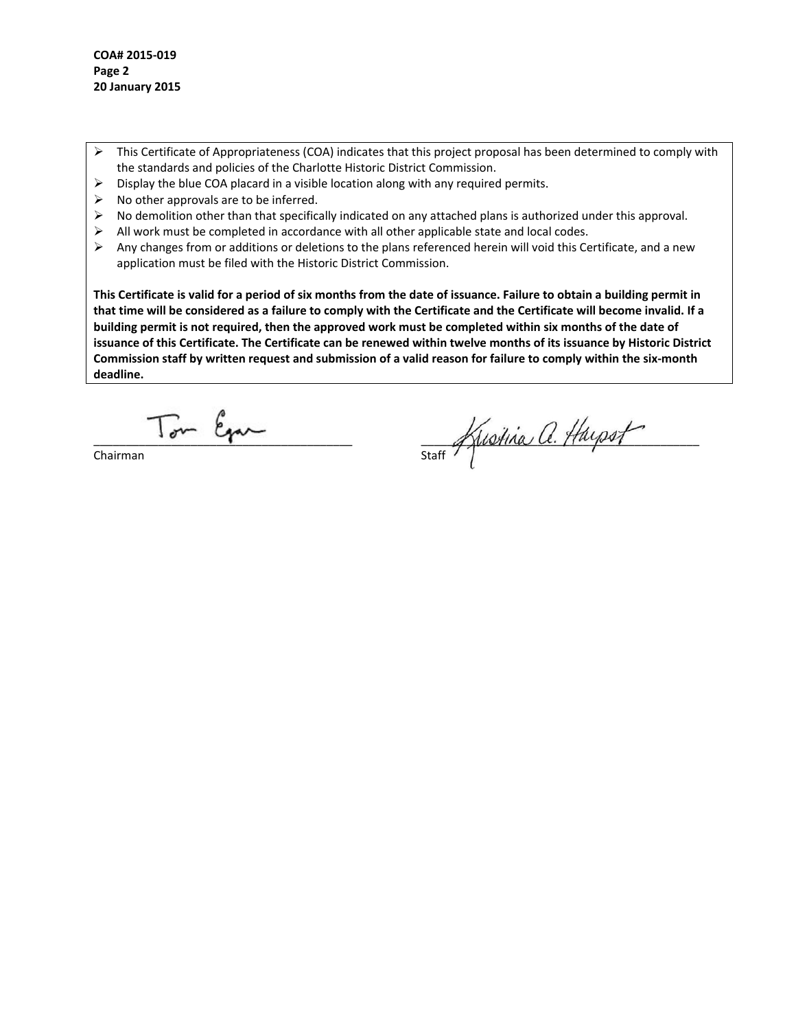**COA# 2015-019**
**Page 2**
**20 January 2015**

- This Certificate of Appropriateness (COA) indicates that this project proposal has been determined to comply with the standards and policies of the Charlotte Historic District Commission.
- Display the blue COA placard in a visible location along with any required permits.
- No other approvals are to be inferred.
- No demolition other than that specifically indicated on any attached plans is authorized under this approval.
- All work must be completed in accordance with all other applicable state and local codes.
- Any changes from or additions or deletions to the plans referenced herein will void this Certificate, and a new application must be filed with the Historic District Commission.

**This Certificate is valid for a period of six months from the date of issuance. Failure to obtain a building permit in that time will be considered as a failure to comply with the Certificate and the Certificate will become invalid. If a building permit is not required, then the approved work must be completed within six months of the date of issuance of this Certificate. The Certificate can be renewed within twelve months of its issuance by Historic District Commission staff by written request and submission of a valid reason for failure to comply within the six-month deadline.**

Tom Egan
Chairman

Kristina A. Harpst
Staff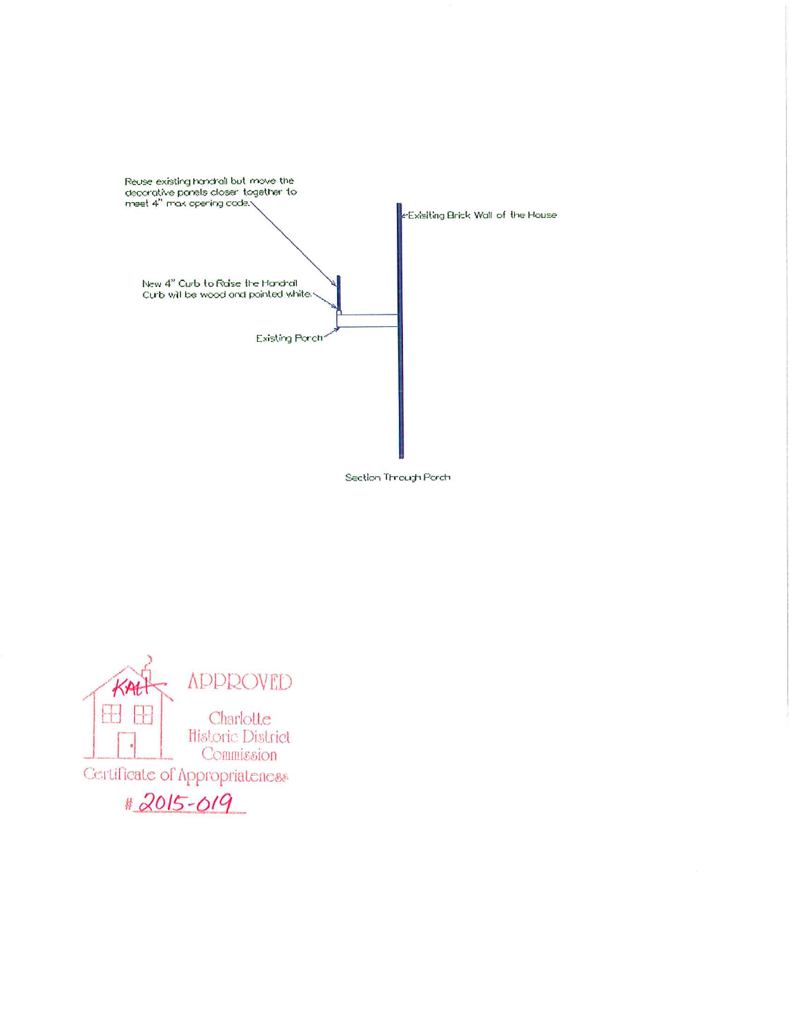Reuse existing handrail but move the decorative panels closer together to meet 4" max opening code.

←Existing Brick Wall of the House

New 4" Curb to Raise the Handrail
Curb will be wood and painted white.

Existing Porch

Section Through Porch

APPROVED

Charlotte Historic District Commission

Certificate of Appropriateness

KAH

# 2015-019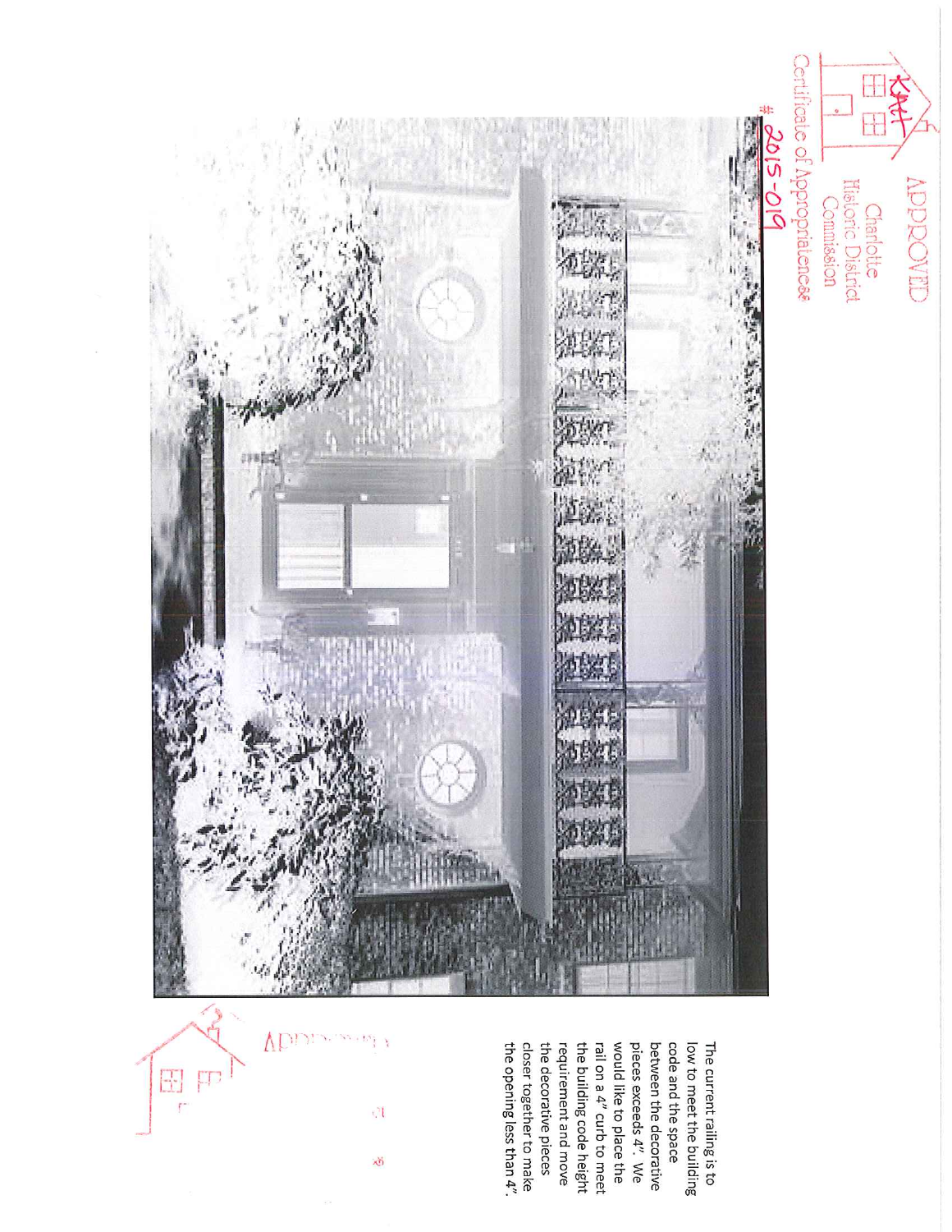APPROVED

Charlotte Historic District Commission

Certificate of Appropriateness

# 2015-019

The current railing is to low to meet the building code and the space between the decorative pieces exceeds 4". We would like to place the rail on a 4" curb to meet the building code height requirement and move the decorative pieces closer together to make the opening less than 4".